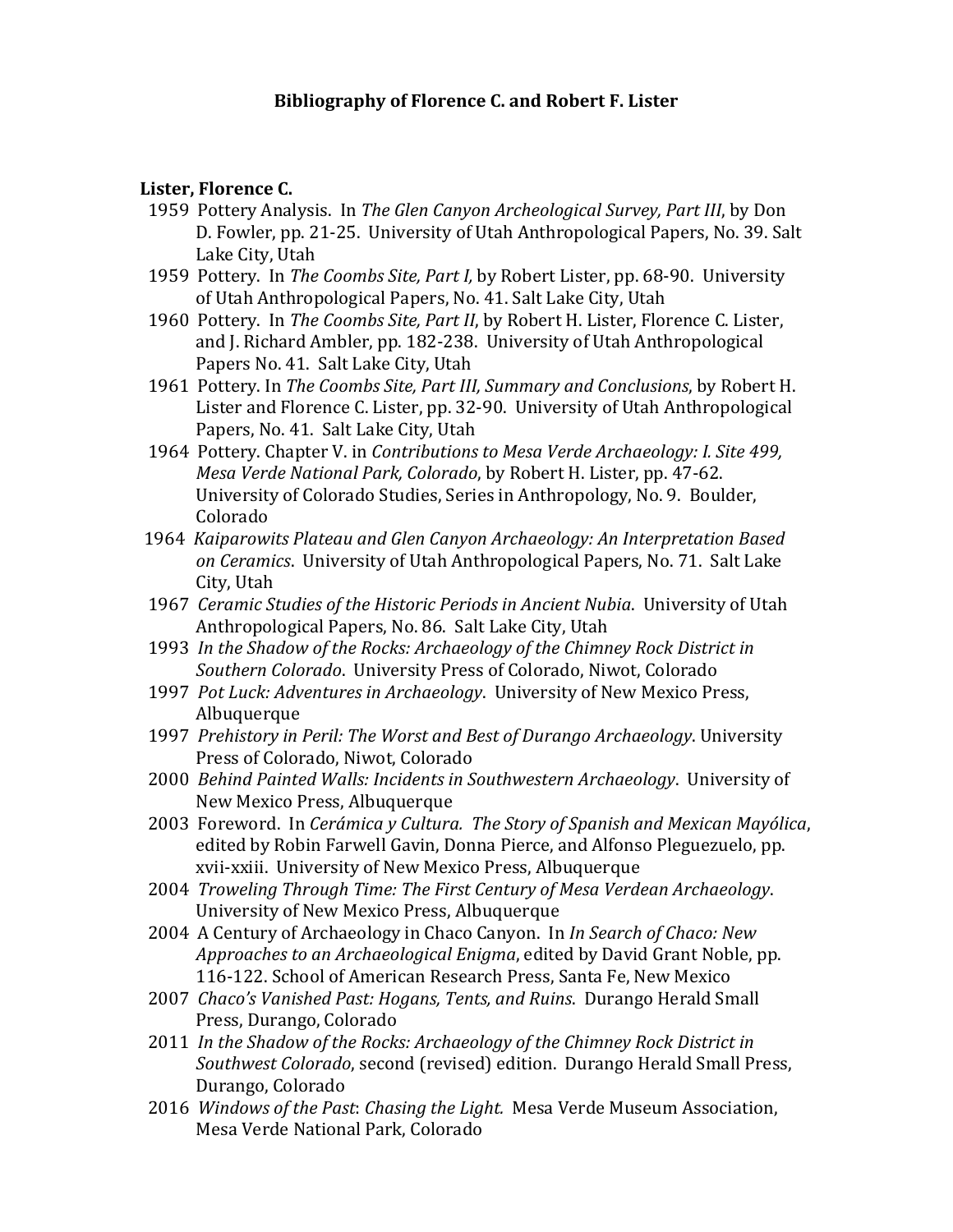# Bibliography of Florence C. and Robert F. Lister

## Lister, Florence C.

1959 Pottery Analysis. In *The Glen Canyon Archeological Survey, Part III*, by Don D. Fowler, pp. 21-25. University of Utah Anthropological Papers, No. 39. Salt Lake City, Utah

1959 Pottery. In *The Coombs Site, Part I,* by Robert Lister, pp. 68-90. University of Utah Anthropological Papers, No. 41. Salt Lake City, Utah

1960 Pottery. In *The Coombs Site, Part II*, by Robert H. Lister, Florence C. Lister, and J. Richard Ambler, pp. 182-238. University of Utah Anthropological Papers No. 41. Salt Lake City, Utah

1961 Pottery. In *The Coombs Site, Part III, Summary and Conclusions*, by Robert H. Lister and Florence C. Lister, pp. 32-90. University of Utah Anthropological Papers, No. 41. Salt Lake City, Utah

1964 Pottery. Chapter V. in *Contributions to Mesa Verde Archaeology: I. Site 499, Mesa Verde National Park, Colorado*, by Robert H. Lister, pp. 47-62. University of Colorado Studies, Series in Anthropology, No. 9. Boulder, Colorado

1964 *Kaiparowits Plateau and Glen Canyon Archaeology: An Interpretation Based on Ceramics*. University of Utah Anthropological Papers, No. 71. Salt Lake City, Utah

1967 *Ceramic Studies of the Historic Periods in Ancient Nubia*. University of Utah Anthropological Papers, No. 86. Salt Lake City, Utah

1993 *In the Shadow of the Rocks: Archaeology of the Chimney Rock District in Southern Colorado*. University Press of Colorado, Niwot, Colorado

1997 *Pot Luck: Adventures in Archaeology*. University of New Mexico Press, Albuquerque

1997 *Prehistory in Peril: The Worst and Best of Durango Archaeology*. University Press of Colorado, Niwot, Colorado

2000 *Behind Painted Walls: Incidents in Southwestern Archaeology*. University of New Mexico Press, Albuquerque

2003 Foreword. In *Cerámica y Cultura. The Story of Spanish and Mexican Mayólica*, edited by Robin Farwell Gavin, Donna Pierce, and Alfonso Pleguezuelo, pp. xvii-xxiii. University of New Mexico Press, Albuquerque

2004 *Troweling Through Time: The First Century of Mesa Verdean Archaeology*. University of New Mexico Press, Albuquerque

2004 A Century of Archaeology in Chaco Canyon. In *In Search of Chaco: New Approaches to an Archaeological Enigma*, edited by David Grant Noble, pp. 116-122. School of American Research Press, Santa Fe, New Mexico

2007 *Chaco's Vanished Past: Hogans, Tents, and Ruins*. Durango Herald Small Press, Durango, Colorado

2011 *In the Shadow of the Rocks: Archaeology of the Chimney Rock District in Southwest Colorado*, second (revised) edition. Durango Herald Small Press, Durango, Colorado

2016 *Windows of the Past*: *Chasing the Light.* Mesa Verde Museum Association, Mesa Verde National Park, Colorado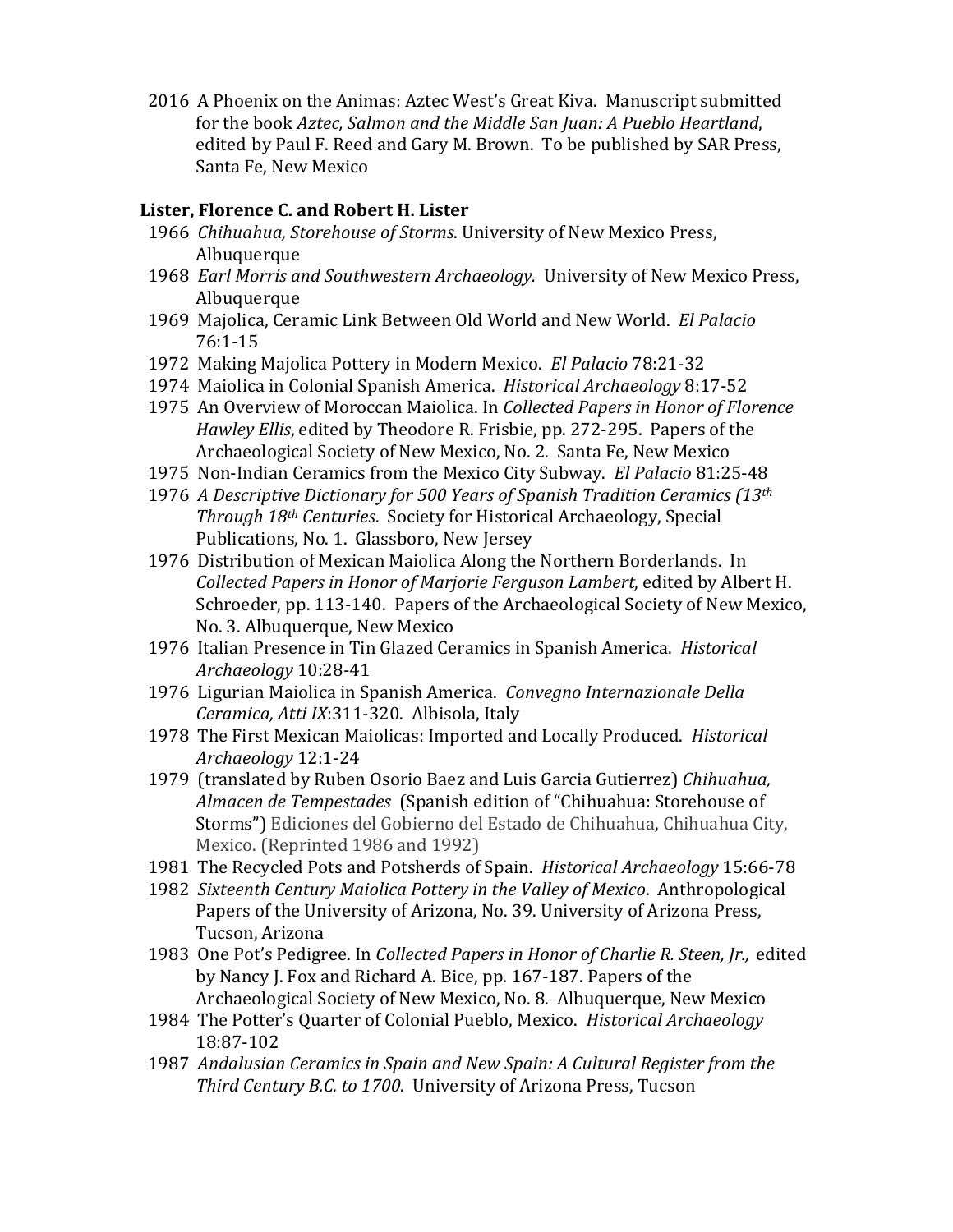2016 A Phoenix on the Animas: Aztec West's Great Kiva. Manuscript submitted for the book *Aztec, Salmon and the Middle San Juan: A Pueblo Heartland*, edited by Paul F. Reed and Gary M. Brown. To be published by SAR Press, Santa Fe, New Mexico

**Lister, Florence C. and Robert H. Lister**

1966 *Chihuahua, Storehouse of Storms*. University of New Mexico Press, Albuquerque

1968 *Earl Morris and Southwestern Archaeology.* University of New Mexico Press, Albuquerque

1969 Majolica, Ceramic Link Between Old World and New World. *El Palacio* 76:1-15

1972 Making Majolica Pottery in Modern Mexico. *El Palacio* 78:21-32

1974 Maiolica in Colonial Spanish America. *Historical Archaeology* 8:17-52

1975 An Overview of Moroccan Maiolica. In *Collected Papers in Honor of Florence Hawley Ellis*, edited by Theodore R. Frisbie, pp. 272-295. Papers of the Archaeological Society of New Mexico, No. 2. Santa Fe, New Mexico

1975 Non-Indian Ceramics from the Mexico City Subway. *El Palacio* 81:25-48

1976 *A Descriptive Dictionary for 500 Years of Spanish Tradition Ceramics (13th Through 18th Centuries*. Society for Historical Archaeology, Special Publications, No. 1. Glassboro, New Jersey

1976 Distribution of Mexican Maiolica Along the Northern Borderlands. In *Collected Papers in Honor of Marjorie Ferguson Lambert*, edited by Albert H. Schroeder, pp. 113-140. Papers of the Archaeological Society of New Mexico, No. 3. Albuquerque, New Mexico

1976 Italian Presence in Tin Glazed Ceramics in Spanish America. *Historical Archaeology* 10:28-41

1976 Ligurian Maiolica in Spanish America. *Convegno Internazionale Della Ceramica, Atti IX*:311-320. Albisola, Italy

1978 The First Mexican Maiolicas: Imported and Locally Produced. *Historical Archaeology* 12:1-24

1979 (translated by Ruben Osorio Baez and Luis Garcia Gutierrez) *Chihuahua, Almacen de Tempestades* (Spanish edition of "Chihuahua: Storehouse of Storms") Ediciones del Gobierno del Estado de Chihuahua, Chihuahua City, Mexico. (Reprinted 1986 and 1992)

1981 The Recycled Pots and Potsherds of Spain. *Historical Archaeology* 15:66-78

1982 *Sixteenth Century Maiolica Pottery in the Valley of Mexico*. Anthropological Papers of the University of Arizona, No. 39. University of Arizona Press, Tucson, Arizona

1983 One Pot's Pedigree. In *Collected Papers in Honor of Charlie R. Steen, Jr.,* edited by Nancy J. Fox and Richard A. Bice, pp. 167-187. Papers of the Archaeological Society of New Mexico, No. 8. Albuquerque, New Mexico

1984 The Potter's Quarter of Colonial Pueblo, Mexico. *Historical Archaeology* 18:87-102

1987 *Andalusian Ceramics in Spain and New Spain: A Cultural Register from the Third Century B.C. to 1700*. University of Arizona Press, Tucson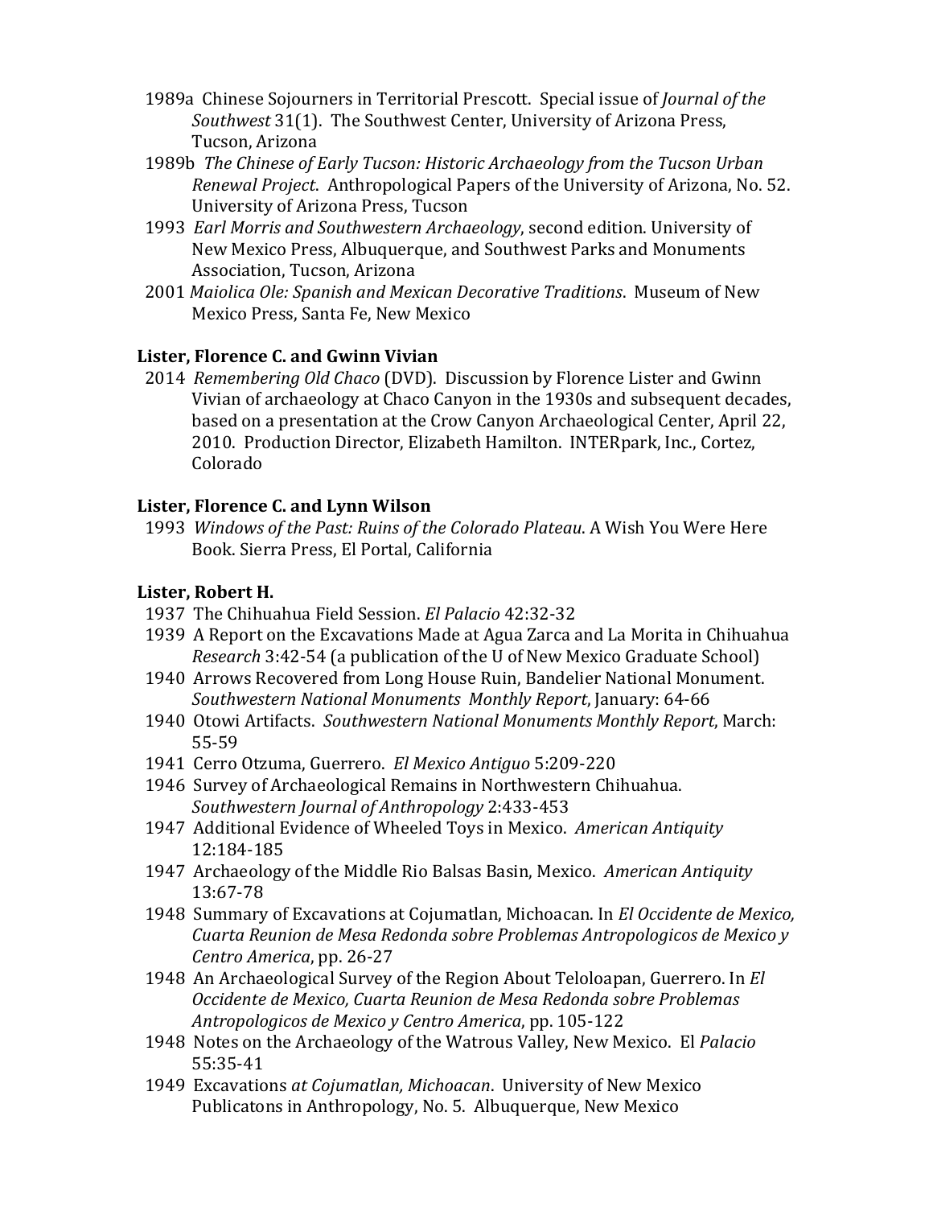1989a Chinese Sojourners in Territorial Prescott. Special issue of *Journal of the Southwest* 31(1). The Southwest Center, University of Arizona Press, Tucson, Arizona

1989b *The Chinese of Early Tucson: Historic Archaeology from the Tucson Urban Renewal Project*. Anthropological Papers of the University of Arizona, No. 52. University of Arizona Press, Tucson

1993 *Earl Morris and Southwestern Archaeology*, second edition. University of New Mexico Press, Albuquerque, and Southwest Parks and Monuments Association, Tucson, Arizona

2001 *Maiolica Ole: Spanish and Mexican Decorative Traditions*. Museum of New Mexico Press, Santa Fe, New Mexico

**Lister, Florence C. and Gwinn Vivian**

2014 *Remembering Old Chaco* (DVD). Discussion by Florence Lister and Gwinn Vivian of archaeology at Chaco Canyon in the 1930s and subsequent decades, based on a presentation at the Crow Canyon Archaeological Center, April 22, 2010. Production Director, Elizabeth Hamilton. INTERpark, Inc., Cortez, Colorado

**Lister, Florence C. and Lynn Wilson**

1993 *Windows of the Past: Ruins of the Colorado Plateau*. A Wish You Were Here Book. Sierra Press, El Portal, California

**Lister, Robert H.**

1937 The Chihuahua Field Session. *El Palacio* 42:32-32

1939 A Report on the Excavations Made at Agua Zarca and La Morita in Chihuahua *Research* 3:42-54 (a publication of the U of New Mexico Graduate School)

1940 Arrows Recovered from Long House Ruin, Bandelier National Monument. *Southwestern National Monuments Monthly Report*, January: 64-66

1940 Otowi Artifacts. *Southwestern National Monuments Monthly Report*, March: 55-59

1941 Cerro Otzuma, Guerrero. *El Mexico Antiguo* 5:209-220

1946 Survey of Archaeological Remains in Northwestern Chihuahua. *Southwestern Journal of Anthropology* 2:433-453

1947 Additional Evidence of Wheeled Toys in Mexico. *American Antiquity* 12:184-185

1947 Archaeology of the Middle Rio Balsas Basin, Mexico. *American Antiquity* 13:67-78

1948 Summary of Excavations at Cojumatlan, Michoacan. In *El Occidente de Mexico, Cuarta Reunion de Mesa Redonda sobre Problemas Antropologicos de Mexico y Centro America*, pp. 26-27

1948 An Archaeological Survey of the Region About Teloloapan, Guerrero. In *El Occidente de Mexico, Cuarta Reunion de Mesa Redonda sobre Problemas Antropologicos de Mexico y Centro America*, pp. 105-122

1948 Notes on the Archaeology of the Watrous Valley, New Mexico. El *Palacio* 55:35-41

1949 Excavations *at Cojumatlan, Michoacan*. University of New Mexico Publicatons in Anthropology, No. 5. Albuquerque, New Mexico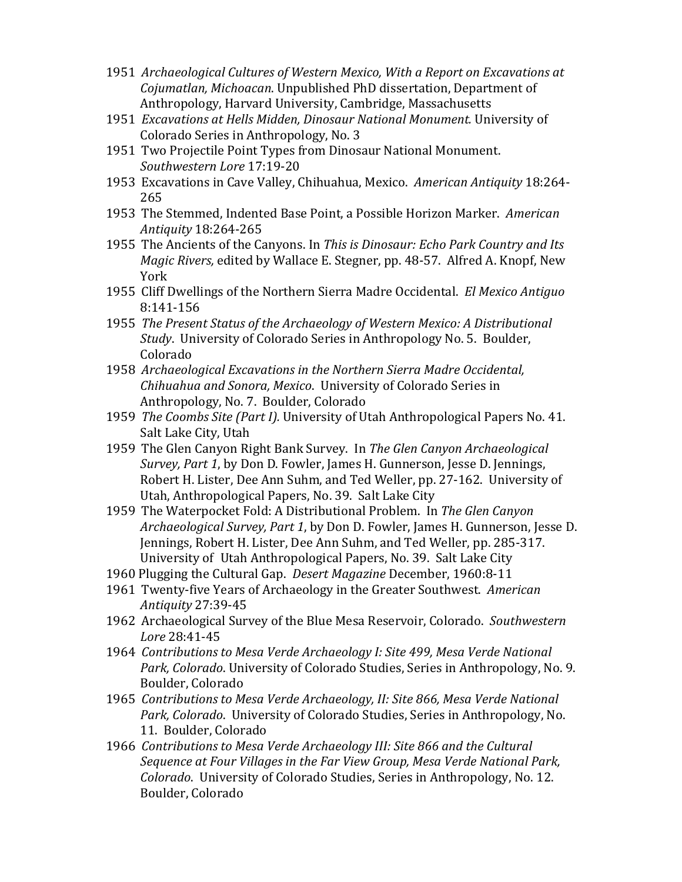1951 *Archaeological Cultures of Western Mexico, With a Report on Excavations at Cojumatlan, Michoacan*. Unpublished PhD dissertation, Department of Anthropology, Harvard University, Cambridge, Massachusetts

1951 *Excavations at Hells Midden, Dinosaur National Monument.* University of Colorado Series in Anthropology, No. 3

1951 Two Projectile Point Types from Dinosaur National Monument. *Southwestern Lore* 17:19-20

1953 Excavations in Cave Valley, Chihuahua, Mexico. *American Antiquity* 18:264-265

1953 The Stemmed, Indented Base Point, a Possible Horizon Marker. *American Antiquity* 18:264-265

1955 The Ancients of the Canyons. In *This is Dinosaur: Echo Park Country and Its Magic Rivers,* edited by Wallace E. Stegner, pp. 48-57. Alfred A. Knopf, New York

1955 Cliff Dwellings of the Northern Sierra Madre Occidental. *El Mexico Antiguo* 8:141-156

1955 *The Present Status of the Archaeology of Western Mexico: A Distributional Study*. University of Colorado Series in Anthropology No. 5. Boulder, Colorado

1958 *Archaeological Excavations in the Northern Sierra Madre Occidental, Chihuahua and Sonora, Mexico*. University of Colorado Series in Anthropology, No. 7. Boulder, Colorado

1959 *The Coombs Site (Part I).* University of Utah Anthropological Papers No. 41. Salt Lake City, Utah

1959 The Glen Canyon Right Bank Survey. In *The Glen Canyon Archaeological Survey, Part 1*, by Don D. Fowler, James H. Gunnerson, Jesse D. Jennings, Robert H. Lister, Dee Ann Suhm, and Ted Weller, pp. 27-162. University of Utah, Anthropological Papers, No. 39. Salt Lake City

1959 The Waterpocket Fold: A Distributional Problem. In *The Glen Canyon Archaeological Survey, Part 1*, by Don D. Fowler, James H. Gunnerson, Jesse D. Jennings, Robert H. Lister, Dee Ann Suhm, and Ted Weller, pp. 285-317. University of Utah Anthropological Papers, No. 39. Salt Lake City

1960 Plugging the Cultural Gap. *Desert Magazine* December, 1960:8-11

1961 Twenty-five Years of Archaeology in the Greater Southwest. *American Antiquity* 27:39-45

1962 Archaeological Survey of the Blue Mesa Reservoir, Colorado. *Southwestern Lore* 28:41-45

1964 *Contributions to Mesa Verde Archaeology I: Site 499, Mesa Verde National Park, Colorado*. University of Colorado Studies, Series in Anthropology, No. 9. Boulder, Colorado

1965 *Contributions to Mesa Verde Archaeology, II: Site 866, Mesa Verde National Park, Colorado*. University of Colorado Studies, Series in Anthropology, No. 11. Boulder, Colorado

1966 *Contributions to Mesa Verde Archaeology III: Site 866 and the Cultural Sequence at Four Villages in the Far View Group, Mesa Verde National Park, Colorado*. University of Colorado Studies, Series in Anthropology, No. 12. Boulder, Colorado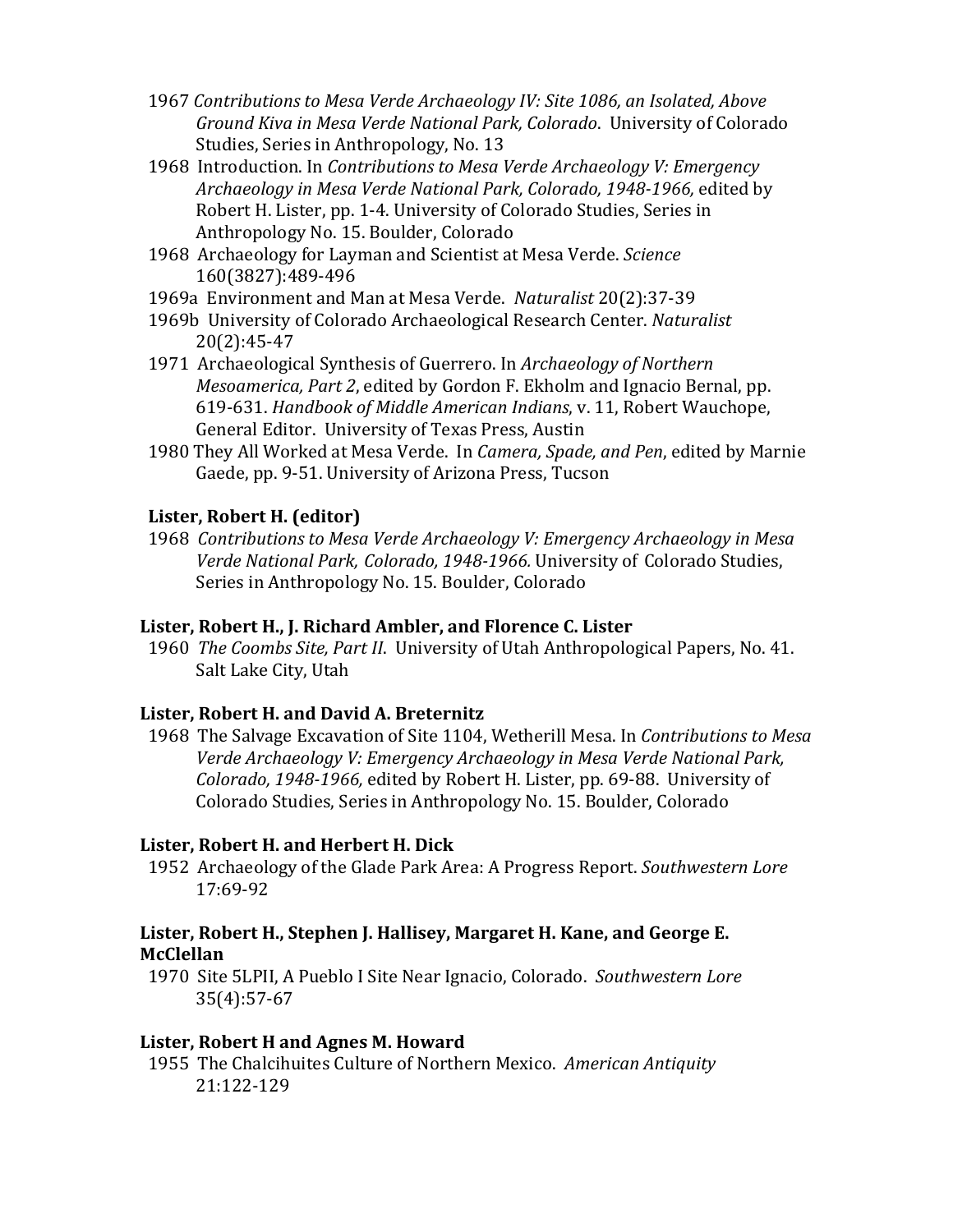1967 *Contributions to Mesa Verde Archaeology IV: Site 1086, an Isolated, Above Ground Kiva in Mesa Verde National Park, Colorado*. University of Colorado Studies, Series in Anthropology, No. 13

1968 Introduction. In *Contributions to Mesa Verde Archaeology V: Emergency Archaeology in Mesa Verde National Park, Colorado, 1948-1966,* edited by Robert H. Lister, pp. 1-4. University of Colorado Studies, Series in Anthropology No. 15. Boulder, Colorado

1968 Archaeology for Layman and Scientist at Mesa Verde. *Science* 160(3827):489-496

1969a Environment and Man at Mesa Verde. *Naturalist* 20(2):37-39

1969b University of Colorado Archaeological Research Center. *Naturalist* 20(2):45-47

1971 Archaeological Synthesis of Guerrero. In *Archaeology of Northern Mesoamerica, Part 2*, edited by Gordon F. Ekholm and Ignacio Bernal, pp. 619-631. *Handbook of Middle American Indians*, v. 11, Robert Wauchope, General Editor. University of Texas Press, Austin

1980 They All Worked at Mesa Verde. In *Camera, Spade, and Pen*, edited by Marnie Gaede, pp. 9-51. University of Arizona Press, Tucson

**Lister, Robert H. (editor)**

1968 *Contributions to Mesa Verde Archaeology V: Emergency Archaeology in Mesa Verde National Park, Colorado, 1948-1966.* University of Colorado Studies, Series in Anthropology No. 15. Boulder, Colorado

**Lister, Robert H., J. Richard Ambler, and Florence C. Lister**

1960 *The Coombs Site, Part II*. University of Utah Anthropological Papers, No. 41. Salt Lake City, Utah

**Lister, Robert H. and David A. Breternitz**

1968 The Salvage Excavation of Site 1104, Wetherill Mesa. In *Contributions to Mesa Verde Archaeology V: Emergency Archaeology in Mesa Verde National Park, Colorado, 1948-1966,* edited by Robert H. Lister, pp. 69-88. University of Colorado Studies, Series in Anthropology No. 15. Boulder, Colorado

**Lister, Robert H. and Herbert H. Dick**

1952 Archaeology of the Glade Park Area: A Progress Report. *Southwestern Lore* 17:69-92

**Lister, Robert H., Stephen J. Hallisey, Margaret H. Kane, and George E. McClellan**

1970 Site 5LPII, A Pueblo I Site Near Ignacio, Colorado. *Southwestern Lore* 35(4):57-67

**Lister, Robert H and Agnes M. Howard**

1955 The Chalcihuites Culture of Northern Mexico. *American Antiquity* 21:122-129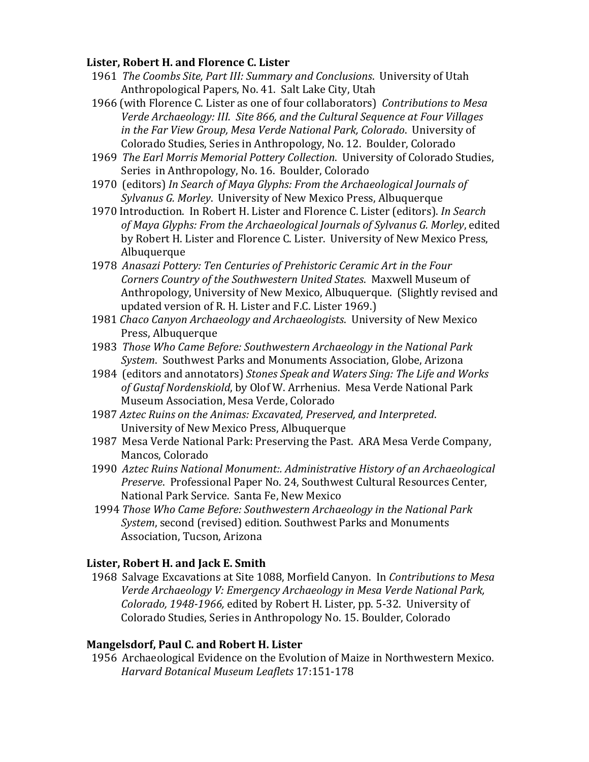**Lister, Robert H. and Florence C. Lister**

1961 *The Coombs Site, Part III: Summary and Conclusions*. University of Utah Anthropological Papers, No. 41. Salt Lake City, Utah

1966 (with Florence C. Lister as one of four collaborators) *Contributions to Mesa Verde Archaeology: III. Site 866, and the Cultural Sequence at Four Villages in the Far View Group, Mesa Verde National Park, Colorado*. University of Colorado Studies, Series in Anthropology, No. 12. Boulder, Colorado

1969 *The Earl Morris Memorial Pottery Collection*. University of Colorado Studies, Series in Anthropology, No. 16. Boulder, Colorado

1970 (editors) *In Search of Maya Glyphs: From the Archaeological Journals of Sylvanus G. Morley*. University of New Mexico Press, Albuquerque

1970 Introduction. In Robert H. Lister and Florence C. Lister (editors). *In Search of Maya Glyphs: From the Archaeological Journals of Sylvanus G. Morley*, edited by Robert H. Lister and Florence C. Lister. University of New Mexico Press, Albuquerque

1978 *Anasazi Pottery: Ten Centuries of Prehistoric Ceramic Art in the Four Corners Country of the Southwestern United States*. Maxwell Museum of Anthropology, University of New Mexico, Albuquerque. (Slightly revised and updated version of R. H. Lister and F.C. Lister 1969.)

1981 *Chaco Canyon Archaeology and Archaeologists*. University of New Mexico Press, Albuquerque

1983 *Those Who Came Before: Southwestern Archaeology in the National Park System*. Southwest Parks and Monuments Association, Globe, Arizona

1984 (editors and annotators) *Stones Speak and Waters Sing: The Life and Works of Gustaf Nordenskiold*, by Olof W. Arrhenius. Mesa Verde National Park Museum Association, Mesa Verde, Colorado

1987 *Aztec Ruins on the Animas: Excavated, Preserved, and Interpreted*. University of New Mexico Press, Albuquerque

1987 Mesa Verde National Park: Preserving the Past. ARA Mesa Verde Company, Mancos, Colorado

1990 *Aztec Ruins National Monument:. Administrative History of an Archaeological Preserve*. Professional Paper No. 24, Southwest Cultural Resources Center, National Park Service. Santa Fe, New Mexico

1994 *Those Who Came Before: Southwestern Archaeology in the National Park System*, second (revised) edition. Southwest Parks and Monuments Association, Tucson, Arizona

**Lister, Robert H. and Jack E. Smith**

1968 Salvage Excavations at Site 1088, Morfield Canyon. In *Contributions to Mesa Verde Archaeology V: Emergency Archaeology in Mesa Verde National Park, Colorado, 1948-1966,* edited by Robert H. Lister, pp. 5-32. University of Colorado Studies, Series in Anthropology No. 15. Boulder, Colorado

**Mangelsdorf, Paul C. and Robert H. Lister**

1956 Archaeological Evidence on the Evolution of Maize in Northwestern Mexico. *Harvard Botanical Museum Leaflets* 17:151-178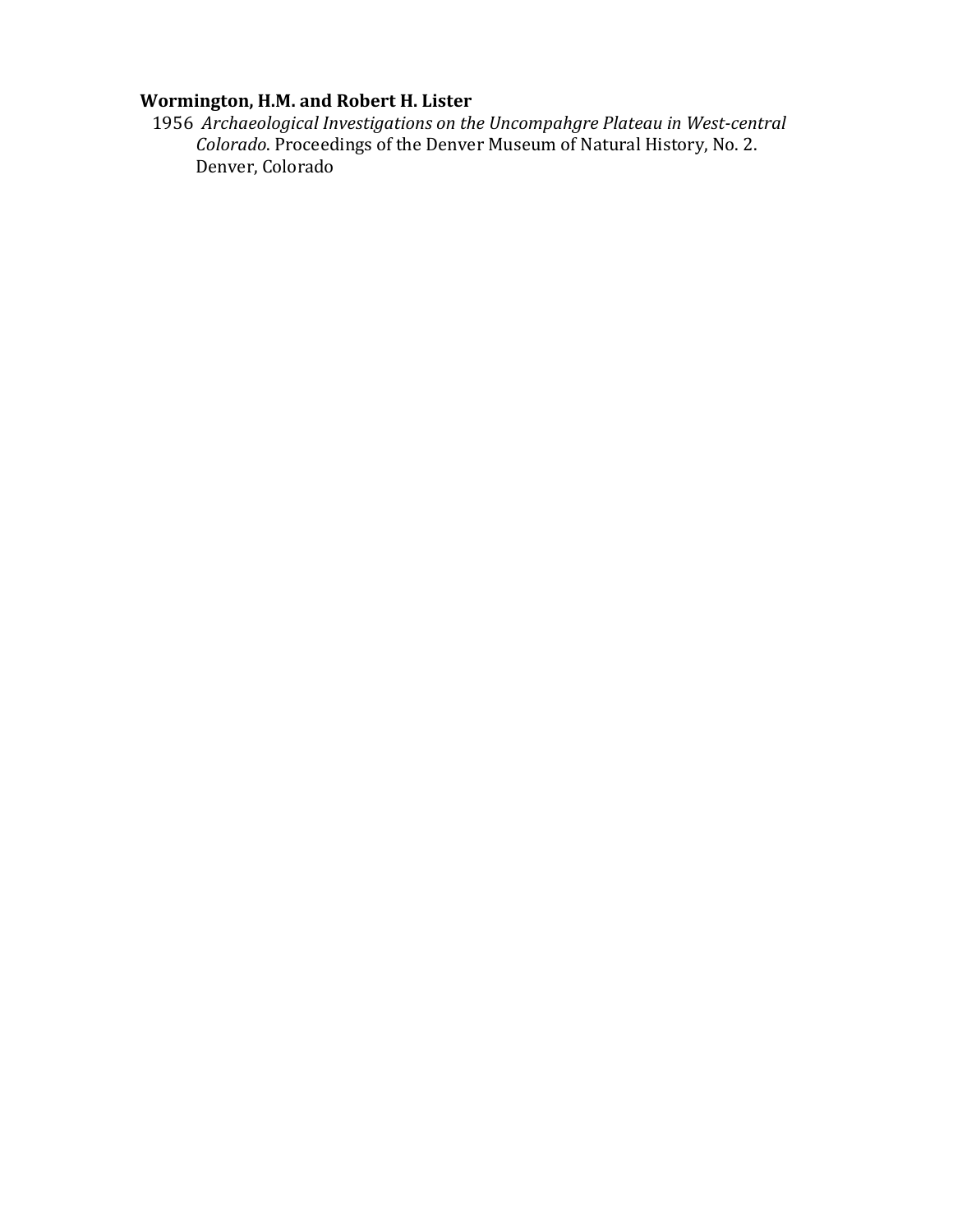**Wormington, H.M. and Robert H. Lister**

1956 *Archaeological Investigations on the Uncompahgre Plateau in West-central Colorado*. Proceedings of the Denver Museum of Natural History, No. 2. Denver, Colorado